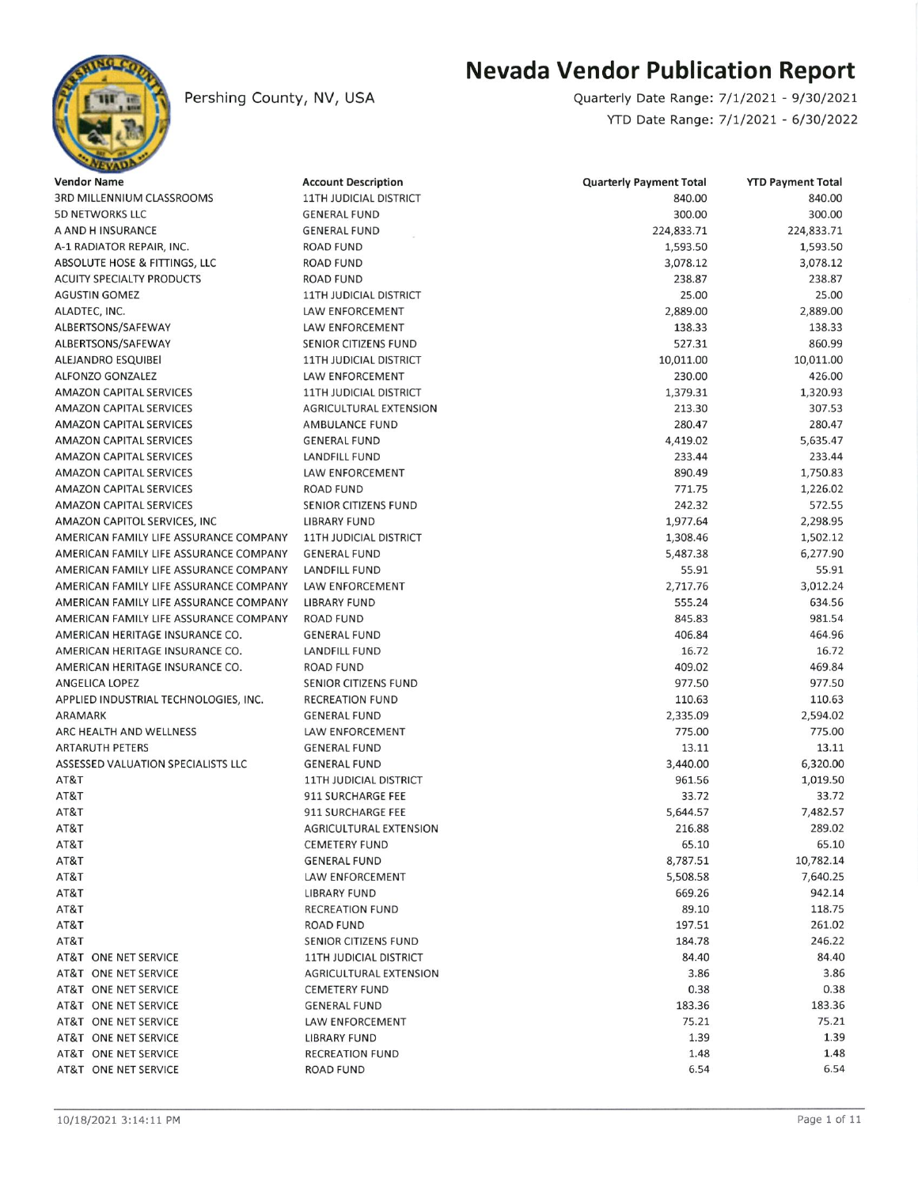Pershing County, NV, USA

# Nevada Vendor Publication Report

Quarterly Date Range: 7/1/2021 - 9/30/2021

YTD Date Range: 7/1/2021 - 6/30/2022

| Vendor Name | Account Description | Quarterly Payment Total | YTD Payment Total |
|---|---|---|---|
| 3RD MILLENNIUM CLASSROOMS | 11TH JUDICIAL DISTRICT | 840.00 | 840.00 |
| 5D NETWORKS LLC | GENERAL FUND | 300.00 | 300.00 |
| A AND H INSURANCE | GENERAL FUND | 224,833.71 | 224,833.71 |
| A-1 RADIATOR REPAIR, INC. | ROAD FUND | 1,593.50 | 1,593.50 |
| ABSOLUTE HOSE & FITTINGS, LLC | ROAD FUND | 3,078.12 | 3,078.12 |
| ACUITY SPECIALTY PRODUCTS | ROAD FUND | 238.87 | 238.87 |
| AGUSTIN GOMEZ | 11TH JUDICIAL DISTRICT | 25.00 | 25.00 |
| ALADTEC, INC. | LAW ENFORCEMENT | 2,889.00 | 2,889.00 |
| ALBERTSONS/SAFEWAY | LAW ENFORCEMENT | 138.33 | 138.33 |
| ALBERTSONS/SAFEWAY | SENIOR CITIZENS FUND | 527.31 | 860.99 |
| ALEJANDRO ESQUIBEI | 11TH JUDICIAL DISTRICT | 10,011.00 | 10,011.00 |
| ALFONZO GONZALEZ | LAW ENFORCEMENT | 230.00 | 426.00 |
| AMAZON CAPITAL SERVICES | 11TH JUDICIAL DISTRICT | 1,379.31 | 1,320.93 |
| AMAZON CAPITAL SERVICES | AGRICULTURAL EXTENSION | 213.30 | 307.53 |
| AMAZON CAPITAL SERVICES | AMBULANCE FUND | 280.47 | 280.47 |
| AMAZON CAPITAL SERVICES | GENERAL FUND | 4,419.02 | 5,635.47 |
| AMAZON CAPITAL SERVICES | LANDFILL FUND | 233.44 | 233.44 |
| AMAZON CAPITAL SERVICES | LAW ENFORCEMENT | 890.49 | 1,750.83 |
| AMAZON CAPITAL SERVICES | ROAD FUND | 771.75 | 1,226.02 |
| AMAZON CAPITAL SERVICES | SENIOR CITIZENS FUND | 242.32 | 572.55 |
| AMAZON CAPITOL SERVICES, INC | LIBRARY FUND | 1,977.64 | 2,298.95 |
| AMERICAN FAMILY LIFE ASSURANCE COMPANY | 11TH JUDICIAL DISTRICT | 1,308.46 | 1,502.12 |
| AMERICAN FAMILY LIFE ASSURANCE COMPANY | GENERAL FUND | 5,487.38 | 6,277.90 |
| AMERICAN FAMILY LIFE ASSURANCE COMPANY | LANDFILL FUND | 55.91 | 55.91 |
| AMERICAN FAMILY LIFE ASSURANCE COMPANY | LAW ENFORCEMENT | 2,717.76 | 3,012.24 |
| AMERICAN FAMILY LIFE ASSURANCE COMPANY | LIBRARY FUND | 555.24 | 634.56 |
| AMERICAN FAMILY LIFE ASSURANCE COMPANY | ROAD FUND | 845.83 | 981.54 |
| AMERICAN HERITAGE INSURANCE CO. | GENERAL FUND | 406.84 | 464.96 |
| AMERICAN HERITAGE INSURANCE CO. | LANDFILL FUND | 16.72 | 16.72 |
| AMERICAN HERITAGE INSURANCE CO. | ROAD FUND | 409.02 | 469.84 |
| ANGELICA LOPEZ | SENIOR CITIZENS FUND | 977.50 | 977.50 |
| APPLIED INDUSTRIAL TECHNOLOGIES, INC. | RECREATION FUND | 110.63 | 110.63 |
| ARAMARK | GENERAL FUND | 2,335.09 | 2,594.02 |
| ARC HEALTH AND WELLNESS | LAW ENFORCEMENT | 775.00 | 775.00 |
| ARTARUTH PETERS | GENERAL FUND | 13.11 | 13.11 |
| ASSESSED VALUATION SPECIALISTS LLC | GENERAL FUND | 3,440.00 | 6,320.00 |
| AT&T | 11TH JUDICIAL DISTRICT | 961.56 | 1,019.50 |
| AT&T | 911 SURCHARGE FEE | 33.72 | 33.72 |
| AT&T | 911 SURCHARGE FEE | 5,644.57 | 7,482.57 |
| AT&T | AGRICULTURAL EXTENSION | 216.88 | 289.02 |
| AT&T | CEMETERY FUND | 65.10 | 65.10 |
| AT&T | GENERAL FUND | 8,787.51 | 10,782.14 |
| AT&T | LAW ENFORCEMENT | 5,508.58 | 7,640.25 |
| AT&T | LIBRARY FUND | 669.26 | 942.14 |
| AT&T | RECREATION FUND | 89.10 | 118.75 |
| AT&T | ROAD FUND | 197.51 | 261.02 |
| AT&T | SENIOR CITIZENS FUND | 184.78 | 246.22 |
| AT&T ONE NET SERVICE | 11TH JUDICIAL DISTRICT | 84.40 | 84.40 |
| AT&T ONE NET SERVICE | AGRICULTURAL EXTENSION | 3.86 | 3.86 |
| AT&T ONE NET SERVICE | CEMETERY FUND | 0.38 | 0.38 |
| AT&T ONE NET SERVICE | GENERAL FUND | 183.36 | 183.36 |
| AT&T ONE NET SERVICE | LAW ENFORCEMENT | 75.21 | 75.21 |
| AT&T ONE NET SERVICE | LIBRARY FUND | 1.39 | 1.39 |
| AT&T ONE NET SERVICE | RECREATION FUND | 1.48 | 1.48 |
| AT&T ONE NET SERVICE | ROAD FUND | 6.54 | 6.54 |

10/18/2021 3:14:11 PM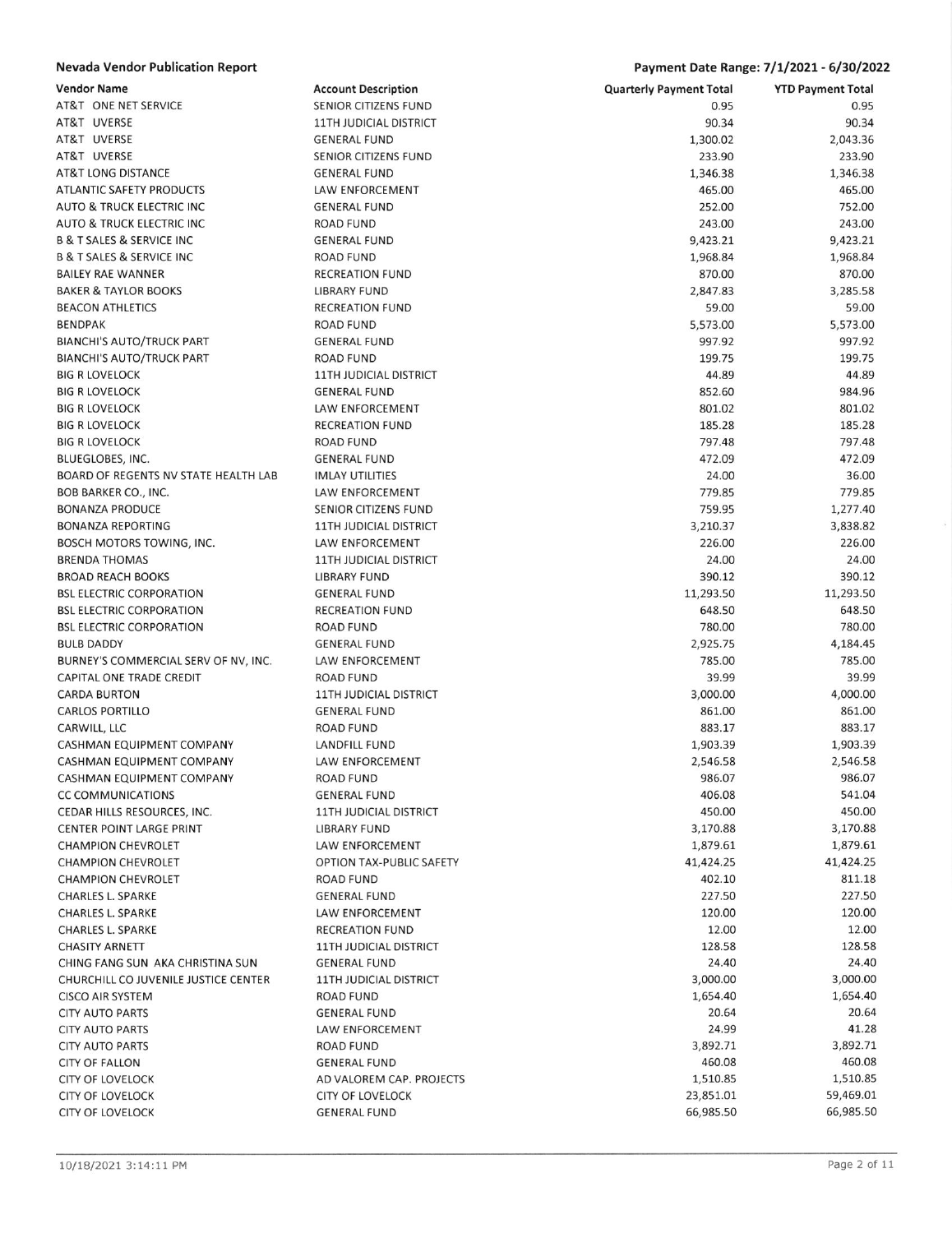**Nevada Vendor Publication Report** | **Payment Date Range: 7/1/2021 - 6/30/2022**

| Vendor Name | Account Description | Quarterly Payment Total | YTD Payment Total |
|---|---|---|---|
| AT&T ONE NET SERVICE | SENIOR CITIZENS FUND | 0.95 | 0.95 |
| AT&T UVERSE | 11TH JUDICIAL DISTRICT | 90.34 | 90.34 |
| AT&T UVERSE | GENERAL FUND | 1,300.02 | 2,043.36 |
| AT&T UVERSE | SENIOR CITIZENS FUND | 233.90 | 233.90 |
| AT&T LONG DISTANCE | GENERAL FUND | 1,346.38 | 1,346.38 |
| ATLANTIC SAFETY PRODUCTS | LAW ENFORCEMENT | 465.00 | 465.00 |
| AUTO & TRUCK ELECTRIC INC | GENERAL FUND | 252.00 | 752.00 |
| AUTO & TRUCK ELECTRIC INC | ROAD FUND | 243.00 | 243.00 |
| B & T SALES & SERVICE INC | GENERAL FUND | 9,423.21 | 9,423.21 |
| B & T SALES & SERVICE INC | ROAD FUND | 1,968.84 | 1,968.84 |
| BAILEY RAE WANNER | RECREATION FUND | 870.00 | 870.00 |
| BAKER & TAYLOR BOOKS | LIBRARY FUND | 2,847.83 | 3,285.58 |
| BEACON ATHLETICS | RECREATION FUND | 59.00 | 59.00 |
| BENDPAK | ROAD FUND | 5,573.00 | 5,573.00 |
| BIANCHI'S AUTO/TRUCK PART | GENERAL FUND | 997.92 | 997.92 |
| BIANCHI'S AUTO/TRUCK PART | ROAD FUND | 199.75 | 199.75 |
| BIG R LOVELOCK | 11TH JUDICIAL DISTRICT | 44.89 | 44.89 |
| BIG R LOVELOCK | GENERAL FUND | 852.60 | 984.96 |
| BIG R LOVELOCK | LAW ENFORCEMENT | 801.02 | 801.02 |
| BIG R LOVELOCK | RECREATION FUND | 185.28 | 185.28 |
| BIG R LOVELOCK | ROAD FUND | 797.48 | 797.48 |
| BLUEGLOBES, INC. | GENERAL FUND | 472.09 | 472.09 |
| BOARD OF REGENTS NV STATE HEALTH LAB | IMLAY UTILITIES | 24.00 | 36.00 |
| BOB BARKER CO., INC. | LAW ENFORCEMENT | 779.85 | 779.85 |
| BONANZA PRODUCE | SENIOR CITIZENS FUND | 759.95 | 1,277.40 |
| BONANZA REPORTING | 11TH JUDICIAL DISTRICT | 3,210.37 | 3,838.82 |
| BOSCH MOTORS TOWING, INC. | LAW ENFORCEMENT | 226.00 | 226.00 |
| BRENDA THOMAS | 11TH JUDICIAL DISTRICT | 24.00 | 24.00 |
| BROAD REACH BOOKS | LIBRARY FUND | 390.12 | 390.12 |
| BSL ELECTRIC CORPORATION | GENERAL FUND | 11,293.50 | 11,293.50 |
| BSL ELECTRIC CORPORATION | RECREATION FUND | 648.50 | 648.50 |
| BSL ELECTRIC CORPORATION | ROAD FUND | 780.00 | 780.00 |
| BULB DADDY | GENERAL FUND | 2,925.75 | 4,184.45 |
| BURNEY'S COMMERCIAL SERV OF NV, INC. | LAW ENFORCEMENT | 785.00 | 785.00 |
| CAPITAL ONE TRADE CREDIT | ROAD FUND | 39.99 | 39.99 |
| CARDA BURTON | 11TH JUDICIAL DISTRICT | 3,000.00 | 4,000.00 |
| CARLOS PORTILLO | GENERAL FUND | 861.00 | 861.00 |
| CARWILL, LLC | ROAD FUND | 883.17 | 883.17 |
| CASHMAN EQUIPMENT COMPANY | LANDFILL FUND | 1,903.39 | 1,903.39 |
| CASHMAN EQUIPMENT COMPANY | LAW ENFORCEMENT | 2,546.58 | 2,546.58 |
| CASHMAN EQUIPMENT COMPANY | ROAD FUND | 986.07 | 986.07 |
| CC COMMUNICATIONS | GENERAL FUND | 406.08 | 541.04 |
| CEDAR HILLS RESOURCES, INC. | 11TH JUDICIAL DISTRICT | 450.00 | 450.00 |
| CENTER POINT LARGE PRINT | LIBRARY FUND | 3,170.88 | 3,170.88 |
| CHAMPION CHEVROLET | LAW ENFORCEMENT | 1,879.61 | 1,879.61 |
| CHAMPION CHEVROLET | OPTION TAX-PUBLIC SAFETY | 41,424.25 | 41,424.25 |
| CHAMPION CHEVROLET | ROAD FUND | 402.10 | 811.18 |
| CHARLES L. SPARKE | GENERAL FUND | 227.50 | 227.50 |
| CHARLES L. SPARKE | LAW ENFORCEMENT | 120.00 | 120.00 |
| CHARLES L. SPARKE | RECREATION FUND | 12.00 | 12.00 |
| CHASITY ARNETT | 11TH JUDICIAL DISTRICT | 128.58 | 128.58 |
| CHING FANG SUN AKA CHRISTINA SUN | GENERAL FUND | 24.40 | 24.40 |
| CHURCHILL CO JUVENILE JUSTICE CENTER | 11TH JUDICIAL DISTRICT | 3,000.00 | 3,000.00 |
| CISCO AIR SYSTEM | ROAD FUND | 1,654.40 | 1,654.40 |
| CITY AUTO PARTS | GENERAL FUND | 20.64 | 20.64 |
| CITY AUTO PARTS | LAW ENFORCEMENT | 24.99 | 41.28 |
| CITY AUTO PARTS | ROAD FUND | 3,892.71 | 3,892.71 |
| CITY OF FALLON | GENERAL FUND | 460.08 | 460.08 |
| CITY OF LOVELOCK | AD VALOREM CAP. PROJECTS | 1,510.85 | 1,510.85 |
| CITY OF LOVELOCK | CITY OF LOVELOCK | 23,851.01 | 59,469.01 |
| CITY OF LOVELOCK | GENERAL FUND | 66,985.50 | 66,985.50 |

10/18/2021 3:14:11 PM